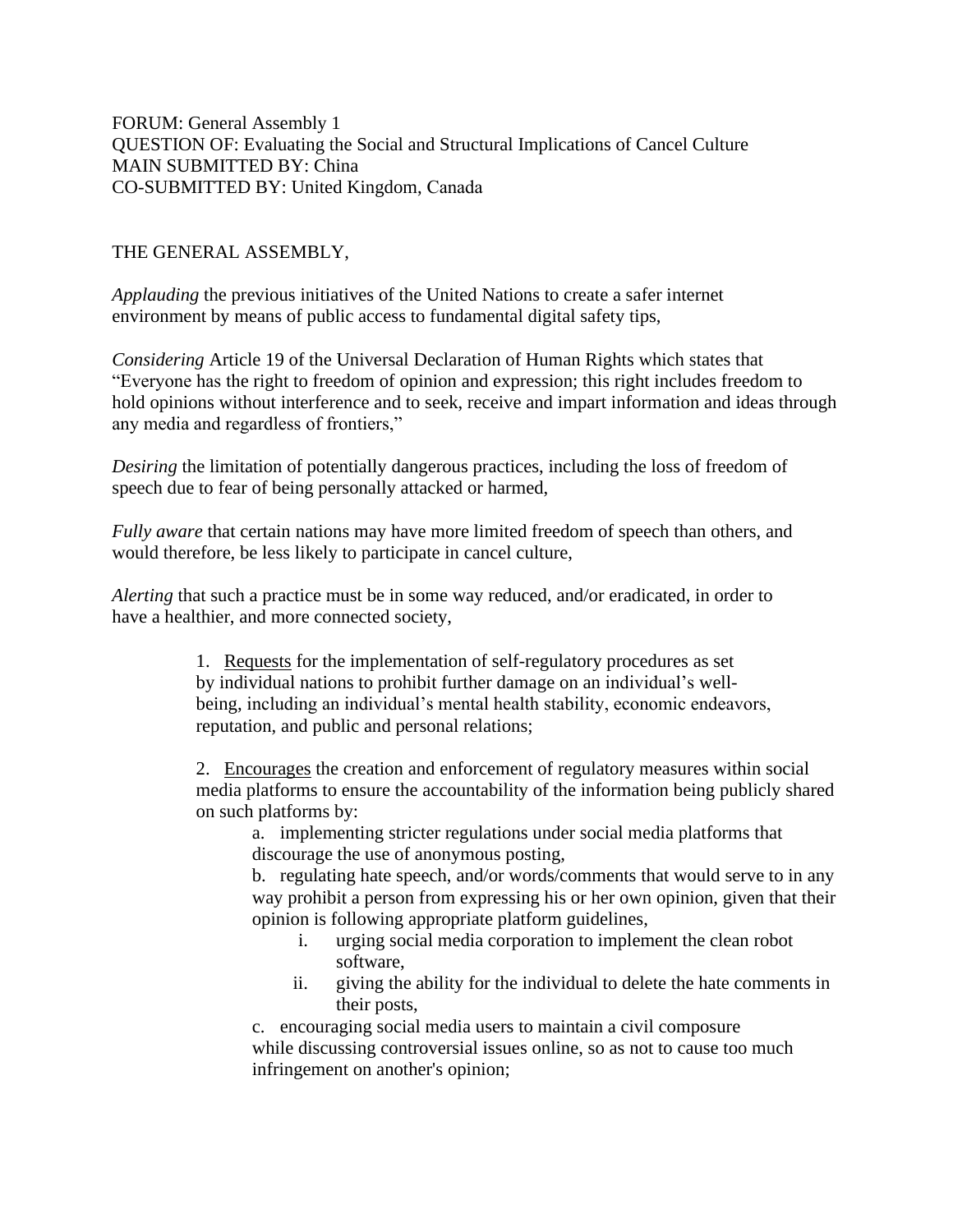FORUM: General Assembly 1
QUESTION OF: Evaluating the Social and Structural Implications of Cancel Culture
MAIN SUBMITTED BY: China
CO-SUBMITTED BY: United Kingdom, Canada

THE GENERAL ASSEMBLY,

*Applauding* the previous initiatives of the United Nations to create a safer internet environment by means of public access to fundamental digital safety tips,

*Considering* Article 19 of the Universal Declaration of Human Rights which states that "Everyone has the right to freedom of opinion and expression; this right includes freedom to hold opinions without interference and to seek, receive and impart information and ideas through any media and regardless of frontiers,"

*Desiring* the limitation of potentially dangerous practices, including the loss of freedom of speech due to fear of being personally attacked or harmed,

*Fully aware* that certain nations may have more limited freedom of speech than others, and would therefore, be less likely to participate in cancel culture,

*Alerting* that such a practice must be in some way reduced, and/or eradicated, in order to have a healthier, and more connected society,

1. Requests for the implementation of self-regulatory procedures as set by individual nations to prohibit further damage on an individual's well-being, including an individual's mental health stability, economic endeavors, reputation, and public and personal relations;

2. Encourages the creation and enforcement of regulatory measures within social media platforms to ensure the accountability of the information being publicly shared on such platforms by:
    a. implementing stricter regulations under social media platforms that discourage the use of anonymous posting,
    b. regulating hate speech, and/or words/comments that would serve to in any way prohibit a person from expressing his or her own opinion, given that their opinion is following appropriate platform guidelines,
        i. urging social media corporation to implement the clean robot software,
        ii. giving the ability for the individual to delete the hate comments in their posts,
    c. encouraging social media users to maintain a civil composure while discussing controversial issues online, so as not to cause too much infringement on another's opinion;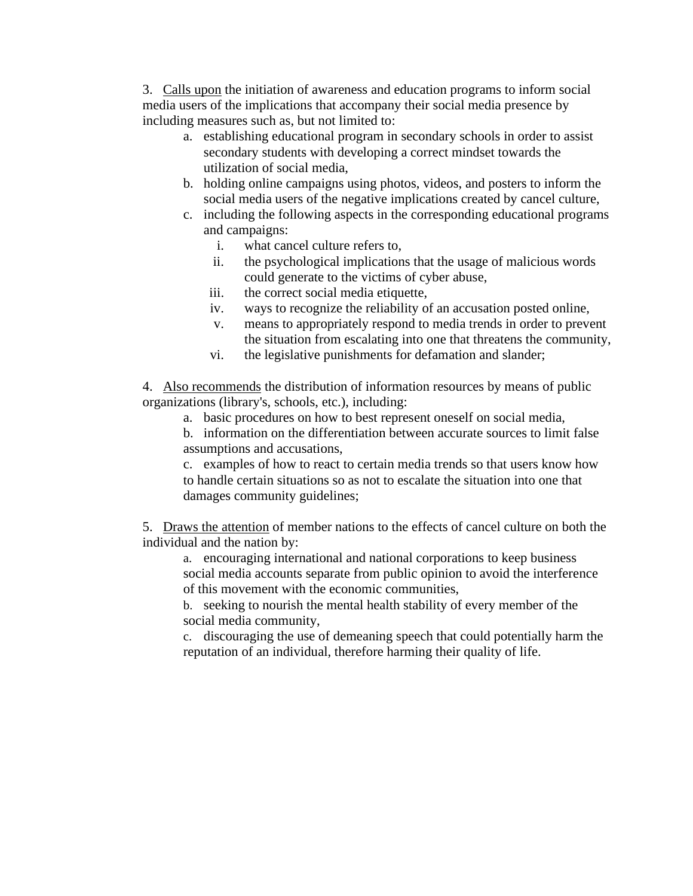3. <u>Calls upon</u> the initiation of awareness and education programs to inform social media users of the implications that accompany their social media presence by including measures such as, but not limited to:

   a. establishing educational program in secondary schools in order to assist secondary students with developing a correct mindset towards the utilization of social media,

   b. holding online campaigns using photos, videos, and posters to inform the social media users of the negative implications created by cancel culture,

   c. including the following aspects in the corresponding educational programs and campaigns:

      i. what cancel culture refers to,

      ii. the psychological implications that the usage of malicious words could generate to the victims of cyber abuse,

      iii. the correct social media etiquette,

      iv. ways to recognize the reliability of an accusation posted online,

      v. means to appropriately respond to media trends in order to prevent the situation from escalating into one that threatens the community,

      vi. the legislative punishments for defamation and slander;

4. <u>Also recommends</u> the distribution of information resources by means of public organizations (library's, schools, etc.), including:

   a. basic procedures on how to best represent oneself on social media,

   b. information on the differentiation between accurate sources to limit false assumptions and accusations,

   c. examples of how to react to certain media trends so that users know how to handle certain situations so as not to escalate the situation into one that damages community guidelines;

5. <u>Draws the attention</u> of member nations to the effects of cancel culture on both the individual and the nation by:

   a. encouraging international and national corporations to keep business social media accounts separate from public opinion to avoid the interference of this movement with the economic communities,

   b. seeking to nourish the mental health stability of every member of the social media community,

   c. discouraging the use of demeaning speech that could potentially harm the reputation of an individual, therefore harming their quality of life.